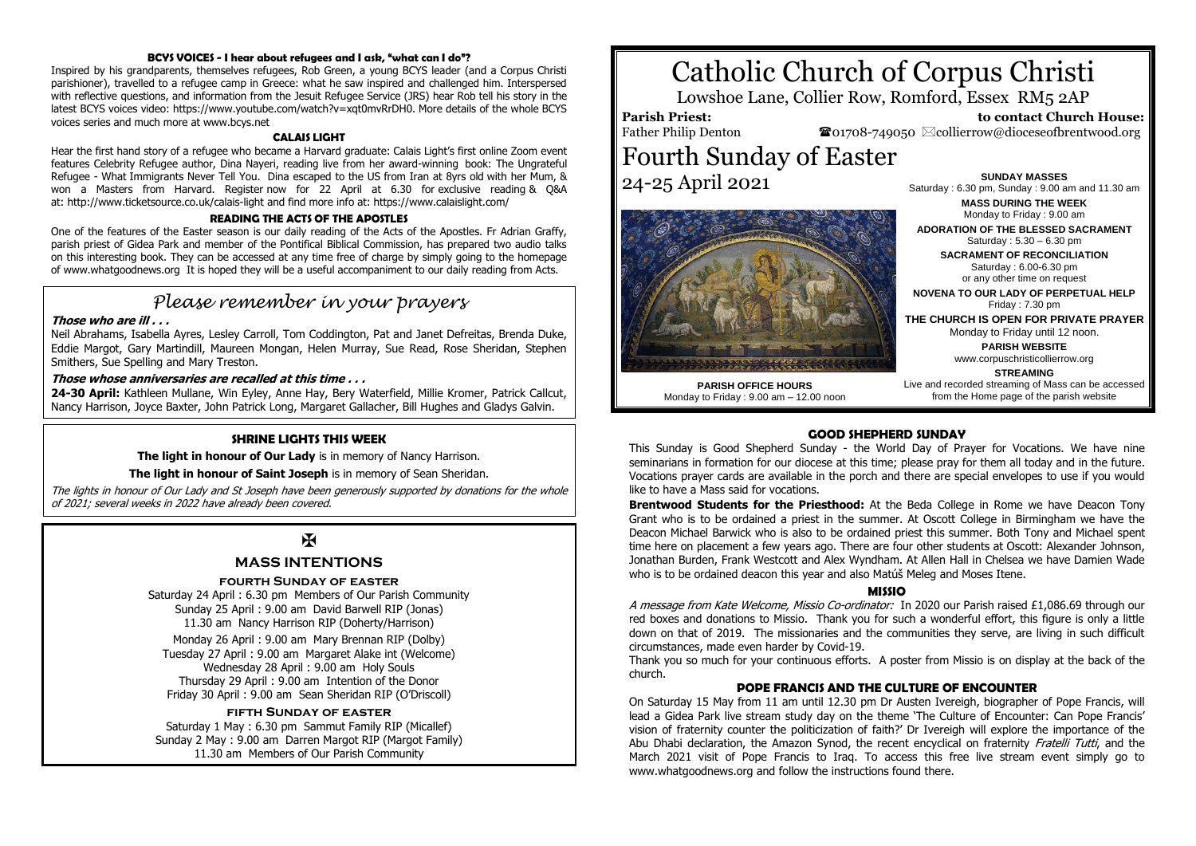**BCYS VOICES - I hear about refugees and I ask, "what can I do"?**

Inspired by his grandparents, themselves refugees, Rob Green, a young BCYS leader (and a Corpus Christi parishioner), travelled to a refugee camp in Greece: what he saw inspired and challenged him. Interspersed with reflective questions, and information from the Jesuit Refugee Service (JRS) hear Rob tell his story in the latest BCYS voices video: https://www.youtube.com/watch?v=xqt0mvRrDH0. More details of the whole BCYS voices series and much more at www.bcys.net

**CALAIS LIGHT**

Hear the first hand story of a refugee who became a Harvard graduate: Calais Light's first online Zoom event features Celebrity Refugee author, Dina Nayeri, reading live from her award-winning book: The Ungrateful Refugee - What Immigrants Never Tell You. Dina escaped to the US from Iran at 8yrs old with her Mum, & won a Masters from Harvard. Register now for 22 April at 6.30 for exclusive reading & Q&A at: http://www.ticketsource.co.uk/calais-light and find more info at: https://www.calaislight.com/

**READING THE ACTS OF THE APOSTLES**

One of the features of the Easter season is our daily reading of the Acts of the Apostles. Fr Adrian Graffy, parish priest of Gidea Park and member of the Pontifical Biblical Commission, has prepared two audio talks on this interesting book. They can be accessed at any time free of charge by simply going to the homepage of www.whatgoodnews.org It is hoped they will be a useful accompaniment to our daily reading from Acts.

## *Please remember in your prayers*

***Those who are ill . . .***

Neil Abrahams, Isabella Ayres, Lesley Carroll, Tom Coddington, Pat and Janet Defreitas, Brenda Duke, Eddie Margot, Gary Martindill, Maureen Mongan, Helen Murray, Sue Read, Rose Sheridan, Stephen Smithers, Sue Spelling and Mary Treston.

***Those whose anniversaries are recalled at this time . . .***

**24-30 April:** Kathleen Mullane, Win Eyley, Anne Hay, Bery Waterfield, Millie Kromer, Patrick Callcut, Nancy Harrison, Joyce Baxter, John Patrick Long, Margaret Gallacher, Bill Hughes and Gladys Galvin.

**SHRINE LIGHTS THIS WEEK**

**The light in honour of Our Lady** is in memory of Nancy Harrison.

**The light in honour of Saint Joseph** is in memory of Sean Sheridan.

*The lights in honour of Our Lady and St Joseph have been generously supported by donations for the whole of 2021; several weeks in 2022 have already been covered.*

✠

**MASS INTENTIONS**

**FOURTH SUNDAY OF EASTER**

Saturday 24 April : 6.30 pm Members of Our Parish Community
Sunday 25 April : 9.00 am David Barwell RIP (Jonas)
11.30 am Nancy Harrison RIP (Doherty/Harrison)

Monday 26 April : 9.00 am Mary Brennan RIP (Dolby)
Tuesday 27 April : 9.00 am Margaret Alake int (Welcome)
Wednesday 28 April : 9.00 am Holy Souls
Thursday 29 April : 9.00 am Intention of the Donor
Friday 30 April : 9.00 am Sean Sheridan RIP (O'Driscoll)

**FIFTH SUNDAY OF EASTER**

Saturday 1 May : 6.30 pm Sammut Family RIP (Micallef)
Sunday 2 May : 9.00 am Darren Margot RIP (Margot Family)
11.30 am Members of Our Parish Community

# Catholic Church of Corpus Christi

Lowshoe Lane, Collier Row, Romford, Essex RM5 2AP

**Parish Priest:** Father Philip Denton

**to contact Church House:** ☎01708-749050 ✉collierrow@dioceseofbrentwood.org

# Fourth Sunday of Easter

24-25 April 2021

**SUNDAY MASSES**
Saturday : 6.30 pm, Sunday : 9.00 am and 11.30 am

**MASS DURING THE WEEK**
Monday to Friday : 9.00 am

**ADORATION OF THE BLESSED SACRAMENT**
Saturday : 5.30 – 6.30 pm

**SACRAMENT OF RECONCILIATION**
Saturday : 6.00-6.30 pm
or any other time on request

**NOVENA TO OUR LADY OF PERPETUAL HELP**
Friday : 7.30 pm

**THE CHURCH IS OPEN FOR PRIVATE PRAYER**
Monday to Friday until 12 noon.

**PARISH WEBSITE**
www.corpuschristicollierrow.org

**STREAMING**
Live and recorded streaming of Mass can be accessed from the Home page of the parish website

**PARISH OFFICE HOURS**
Monday to Friday : 9.00 am – 12.00 noon

**GOOD SHEPHERD SUNDAY**

This Sunday is Good Shepherd Sunday - the World Day of Prayer for Vocations. We have nine seminarians in formation for our diocese at this time; please pray for them all today and in the future. Vocations prayer cards are available in the porch and there are special envelopes to use if you would like to have a Mass said for vocations.

**Brentwood Students for the Priesthood:** At the Beda College in Rome we have Deacon Tony Grant who is to be ordained a priest in the summer. At Oscott College in Birmingham we have the Deacon Michael Barwick who is also to be ordained priest this summer. Both Tony and Michael spent time here on placement a few years ago. There are four other students at Oscott: Alexander Johnson, Jonathan Burden, Frank Westcott and Alex Wyndham. At Allen Hall in Chelsea we have Damien Wade who is to be ordained deacon this year and also Matúš Meleg and Moses Itene.

**MISSIO**

*A message from Kate Welcome, Missio Co-ordinator:* In 2020 our Parish raised £1,086.69 through our red boxes and donations to Missio. Thank you for such a wonderful effort, this figure is only a little down on that of 2019. The missionaries and the communities they serve, are living in such difficult circumstances, made even harder by Covid-19.

Thank you so much for your continuous efforts. A poster from Missio is on display at the back of the church.

**POPE FRANCIS AND THE CULTURE OF ENCOUNTER**

On Saturday 15 May from 11 am until 12.30 pm Dr Austen Ivereigh, biographer of Pope Francis, will lead a Gidea Park live stream study day on the theme 'The Culture of Encounter: Can Pope Francis' vision of fraternity counter the politicization of faith?' Dr Ivereigh will explore the importance of the Abu Dhabi declaration, the Amazon Synod, the recent encyclical on fraternity *Fratelli Tutti*, and the March 2021 visit of Pope Francis to Iraq. To access this free live stream event simply go to www.whatgoodnews.org and follow the instructions found there.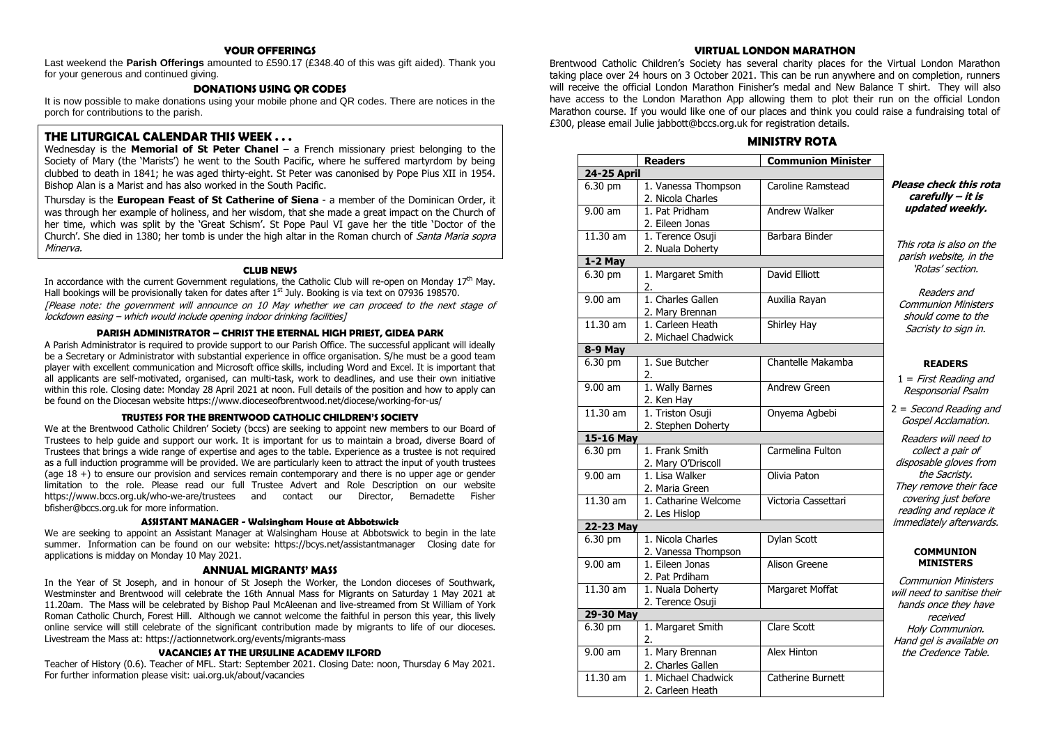## YOUR OFFERINGS

Last weekend the **Parish Offerings** amounted to £590.17 (£348.40 of this was gift aided). Thank you for your generous and continued giving.

## DONATIONS USING QR CODES

It is now possible to make donations using your mobile phone and QR codes. There are notices in the porch for contributions to the parish.

## THE LITURGICAL CALENDAR THIS WEEK . . .

Wednesday is the **Memorial of St Peter Chanel** – a French missionary priest belonging to the Society of Mary (the 'Marists') he went to the South Pacific, where he suffered martyrdom by being clubbed to death in 1841; he was aged thirty-eight. St Peter was canonised by Pope Pius XII in 1954. Bishop Alan is a Marist and has also worked in the South Pacific.

Thursday is the **European Feast of St Catherine of Siena** - a member of the Dominican Order, it was through her example of holiness, and her wisdom, that she made a great impact on the Church of her time, which was split by the 'Great Schism'. St Pope Paul VI gave her the title 'Doctor of the Church'. She died in 1380; her tomb is under the high altar in the Roman church of *Santa Maria sopra Minerva*.

### CLUB NEWS

In accordance with the current Government regulations, the Catholic Club will re-open on Monday 17th May. Hall bookings will be provisionally taken for dates after 1st July. Booking is via text on 07936 198570.

*[Please note: the government will announce on 10 May whether we can proceed to the next stage of lockdown easing – which would include opening indoor drinking facilities]*

### PARISH ADMINISTRATOR – CHRIST THE ETERNAL HIGH PRIEST, GIDEA PARK

A Parish Administrator is required to provide support to our Parish Office. The successful applicant will ideally be a Secretary or Administrator with substantial experience in office organisation. S/he must be a good team player with excellent communication and Microsoft office skills, including Word and Excel. It is important that all applicants are self-motivated, organised, can multi-task, work to deadlines, and use their own initiative within this role. Closing date: Monday 28 April 2021 at noon. Full details of the position and how to apply can be found on the Diocesan website https://www.dioceseofbrentwood.net/diocese/working-for-us/

### TRUSTESS FOR THE BRENTWOOD CATHOLIC CHILDREN'S SOCIETY

We at the Brentwood Catholic Children' Society (bccs) are seeking to appoint new members to our Board of Trustees to help guide and support our work. It is important for us to maintain a broad, diverse Board of Trustees that brings a wide range of expertise and ages to the table. Experience as a trustee is not required as a full induction programme will be provided. We are particularly keen to attract the input of youth trustees (age 18 +) to ensure our provision and services remain contemporary and there is no upper age or gender limitation to the role. Please read our full Trustee Advert and Role Description on our website https://www.bccs.org.uk/who-we-are/trustees and contact our Director, Bernadette Fisher bfisher@bccs.org.uk for more information.

### ASSISTANT MANAGER - Walsingham House at Abbotswick

We are seeking to appoint an Assistant Manager at Walsingham House at Abbotswick to begin in the late summer. Information can be found on our website: https://bcys.net/assistantmanager Closing date for applications is midday on Monday 10 May 2021.

## ANNUAL MIGRANTS' MASS

In the Year of St Joseph, and in honour of St Joseph the Worker, the London dioceses of Southwark, Westminster and Brentwood will celebrate the 16th Annual Mass for Migrants on Saturday 1 May 2021 at 11.20am. The Mass will be celebrated by Bishop Paul McAleenan and live-streamed from St William of York Roman Catholic Church, Forest Hill. Although we cannot welcome the faithful in person this year, this lively online service will still celebrate of the significant contribution made by migrants to life of our dioceses. Livestream the Mass at: https://actionnetwork.org/events/migrants-mass

### VACANCIES AT THE URSULINE ACADEMY ILFORD

Teacher of History (0.6). Teacher of MFL. Start: September 2021. Closing Date: noon, Thursday 6 May 2021. For further information please visit: uai.org.uk/about/vacancies

## VIRTUAL LONDON MARATHON

Brentwood Catholic Children's Society has several charity places for the Virtual London Marathon taking place over 24 hours on 3 October 2021. This can be run anywhere and on completion, runners will receive the official London Marathon Finisher's medal and New Balance T shirt. They will also have access to the London Marathon App allowing them to plot their run on the official London Marathon course. If you would like one of our places and think you could raise a fundraising total of £300, please email Julie jabbott@bccs.org.uk for registration details.

## MINISTRY ROTA

| | Readers | Communion Minister |
|---|---|---|
| **24-25 April** | | |
| 6.30 pm | 1. Vanessa Thompson<br>2. Nicola Charles | Caroline Ramstead |
| 9.00 am | 1. Pat Pridham<br>2. Eileen Jonas | Andrew Walker |
| 11.30 am | 1. Terence Osuji<br>2. Nuala Doherty | Barbara Binder |
| **1-2 May** | | |
| 6.30 pm | 1. Margaret Smith<br>2. | David Elliott |
| 9.00 am | 1. Charles Gallen<br>2. Mary Brennan | Auxilia Rayan |
| 11.30 am | 1. Carleen Heath<br>2. Michael Chadwick | Shirley Hay |
| **8-9 May** | | |
| 6.30 pm | 1. Sue Butcher<br>2. | Chantelle Makamba |
| 9.00 am | 1. Wally Barnes<br>2. Ken Hay | Andrew Green |
| 11.30 am | 1. Triston Osuji<br>2. Stephen Doherty | Onyema Agbebi |
| **15-16 May** | | |
| 6.30 pm | 1. Frank Smith<br>2. Mary O'Driscoll | Carmelina Fulton |
| 9.00 am | 1. Lisa Walker<br>2. Maria Green | Olivia Paton |
| 11.30 am | 1. Catharine Welcome<br>2. Les Hislop | Victoria Cassettari |
| **22-23 May** | | |
| 6.30 pm | 1. Nicola Charles<br>2. Vanessa Thompson | Dylan Scott |
| 9.00 am | 1. Eileen Jonas<br>2. Pat Prdiham | Alison Greene |
| 11.30 am | 1. Nuala Doherty<br>2. Terence Osuji | Margaret Moffat |
| **29-30 May** | | |
| 6.30 pm | 1. Margaret Smith<br>2. | Clare Scott |
| 9.00 am | 1. Mary Brennan<br>2. Charles Gallen | Alex Hinton |
| 11.30 am | 1. Michael Chadwick<br>2. Carleen Heath | Catherine Burnett |

***Please check this rota carefully – it is updated weekly.***

*This rota is also on the parish website, in the 'Rotas' section.*

*Readers and Communion Ministers should come to the Sacristy to sign in.*

**READERS**

1 = *First Reading and Responsorial Psalm*

2 = *Second Reading and Gospel Acclamation.*

*Readers will need to collect a pair of disposable gloves from the Sacristy. They remove their face covering just before reading and replace it immediately afterwards.*

**COMMUNION MINISTERS**

*Communion Ministers will need to sanitise their hands once they have received Holy Communion. Hand gel is available on the Credence Table.*